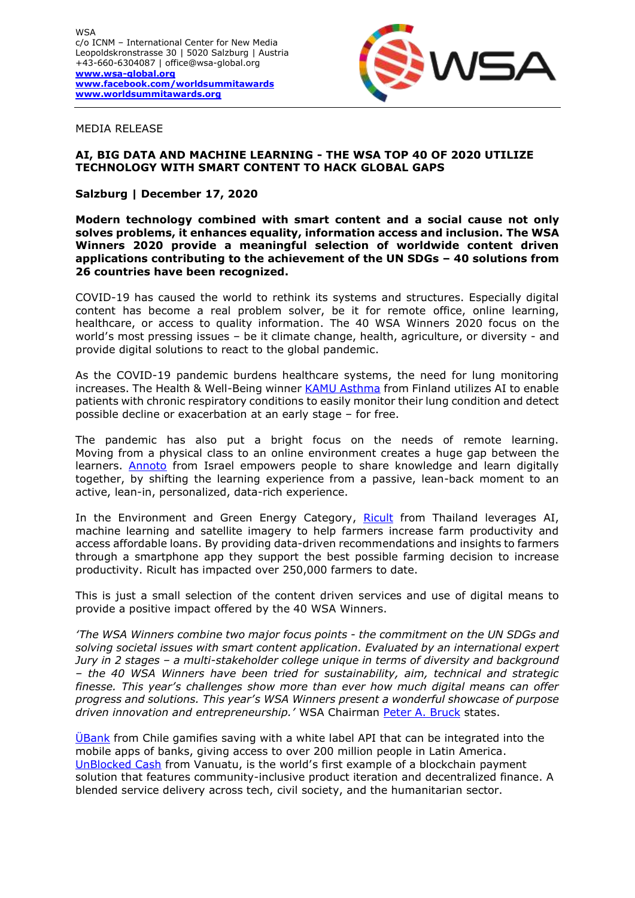WSA
c/o ICNM – International Center for New Media
Leopoldskronstrasse 30 | 5020 Salzburg | Austria
+43-660-6304087 | office@wsa-global.org
**www.wsa-global.org**
**www.facebook.com/worldsummitawards**
**www.worldsummitawards.org**

MEDIA RELEASE

**AI, BIG DATA AND MACHINE LEARNING - THE WSA TOP 40 OF 2020 UTILIZE TECHNOLOGY WITH SMART CONTENT TO HACK GLOBAL GAPS**

**Salzburg | December 17, 2020**

**Modern technology combined with smart content and a social cause not only solves problems, it enhances equality, information access and inclusion. The WSA Winners 2020 provide a meaningful selection of worldwide content driven applications contributing to the achievement of the UN SDGs – 40 solutions from 26 countries have been recognized.**

COVID-19 has caused the world to rethink its systems and structures. Especially digital content has become a real problem solver, be it for remote office, online learning, healthcare, or access to quality information. The 40 WSA Winners 2020 focus on the world's most pressing issues – be it climate change, health, agriculture, or diversity - and provide digital solutions to react to the global pandemic.

As the COVID-19 pandemic burdens healthcare systems, the need for lung monitoring increases. The Health & Well-Being winner KAMU Asthma from Finland utilizes AI to enable patients with chronic respiratory conditions to easily monitor their lung condition and detect possible decline or exacerbation at an early stage – for free.

The pandemic has also put a bright focus on the needs of remote learning. Moving from a physical class to an online environment creates a huge gap between the learners. Annoto from Israel empowers people to share knowledge and learn digitally together, by shifting the learning experience from a passive, lean-back moment to an active, lean-in, personalized, data-rich experience.

In the Environment and Green Energy Category, Ricult from Thailand leverages AI, machine learning and satellite imagery to help farmers increase farm productivity and access affordable loans. By providing data-driven recommendations and insights to farmers through a smartphone app they support the best possible farming decision to increase productivity. Ricult has impacted over 250,000 farmers to date.

This is just a small selection of the content driven services and use of digital means to provide a positive impact offered by the 40 WSA Winners.

*'The WSA Winners combine two major focus points - the commitment on the UN SDGs and solving societal issues with smart content application. Evaluated by an international expert Jury in 2 stages – a multi-stakeholder college unique in terms of diversity and background – the 40 WSA Winners have been tried for sustainability, aim, technical and strategic finesse. This year's challenges show more than ever how much digital means can offer progress and solutions. This year's WSA Winners present a wonderful showcase of purpose driven innovation and entrepreneurship.'* WSA Chairman Peter A. Bruck states.

ÜBank from Chile gamifies saving with a white label API that can be integrated into the mobile apps of banks, giving access to over 200 million people in Latin America. UnBlocked Cash from Vanuatu, is the world's first example of a blockchain payment solution that features community-inclusive product iteration and decentralized finance. A blended service delivery across tech, civil society, and the humanitarian sector.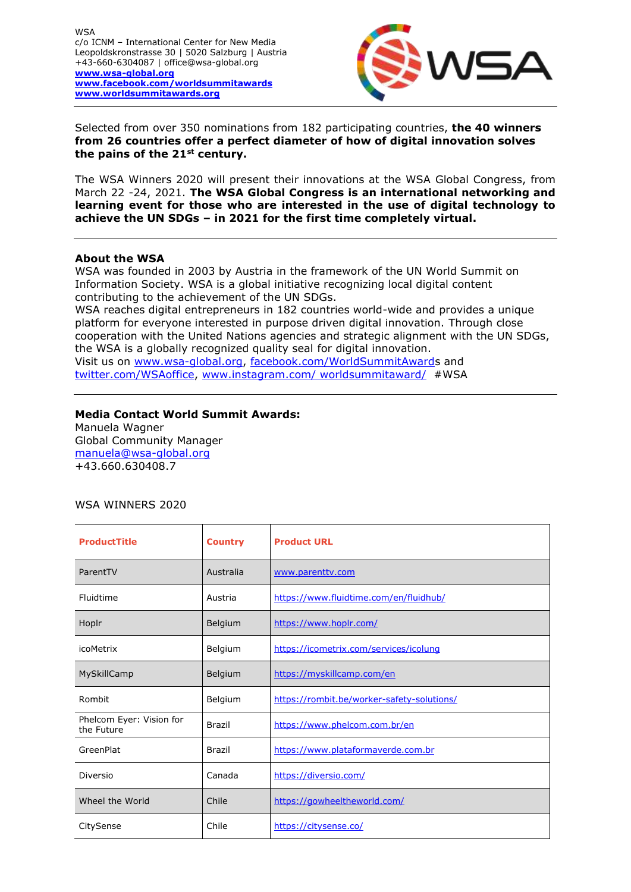WSA
c/o ICNM – International Center for New Media
Leopoldskronstrasse 30 | 5020 Salzburg | Austria
+43-660-6304087 | office@wsa-global.org
**www.wsa-global.org**
**www.facebook.com/worldsummitawards**
**www.worldsummitawards.org**

---

Selected from over 350 nominations from 182 participating countries, **the 40 winners from 26 countries offer a perfect diameter of how of digital innovation solves the pains of the 21st century.**

The WSA Winners 2020 will present their innovations at the WSA Global Congress, from March 22 -24, 2021. **The WSA Global Congress is an international networking and learning event for those who are interested in the use of digital technology to achieve the UN SDGs – in 2021 for the first time completely virtual.**

---

**About the WSA**
WSA was founded in 2003 by Austria in the framework of the UN World Summit on Information Society. WSA is a global initiative recognizing local digital content contributing to the achievement of the UN SDGs.
WSA reaches digital entrepreneurs in 182 countries world-wide and provides a unique platform for everyone interested in purpose driven digital innovation. Through close cooperation with the United Nations agencies and strategic alignment with the UN SDGs, the WSA is a globally recognized quality seal for digital innovation.
Visit us on www.wsa-global.org, facebook.com/WorldSummitAwards and twitter.com/WSAoffice, www.instagram.com/ worldsummitaward/ #WSA

---

**Media Contact World Summit Awards:**
Manuela Wagner
Global Community Manager
manuela@wsa-global.org
+43.660.630408.7

WSA WINNERS 2020

| ProductTitle | Country | Product URL |
|---|---|---|
| ParentTV | Australia | www.parenttv.com |
| Fluidtime | Austria | https://www.fluidtime.com/en/fluidhub/ |
| Hoplr | Belgium | https://www.hoplr.com/ |
| icoMetrix | Belgium | https://icometrix.com/services/icolung |
| MySkillCamp | Belgium | https://myskillcamp.com/en |
| Rombit | Belgium | https://rombit.be/worker-safety-solutions/ |
| Phelcom Eyer: Vision for the Future | Brazil | https://www.phelcom.com.br/en |
| GreenPlat | Brazil | https://www.plataformaverde.com.br |
| Diversio | Canada | https://diversio.com/ |
| Wheel the World | Chile | https://gowheeltheworld.com/ |
| CitySense | Chile | https://citysense.co/ |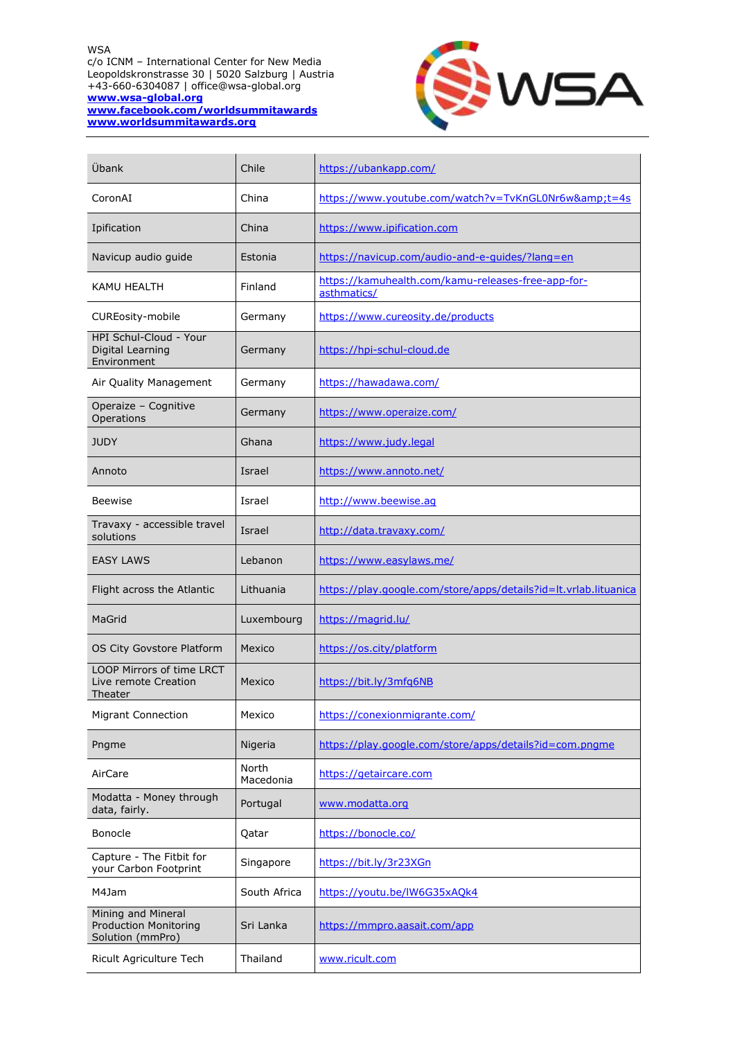WSA
c/o ICNM – International Center for New Media
Leopoldskronstrasse 30 | 5020 Salzburg | Austria
+43-660-6304087 | office@wsa-global.org
**www.wsa-global.org**
**www.facebook.com/worldsummitawards**
**www.worldsummitawards.org**

| | | |
|---|---|---|
| Übank | Chile | https://ubankapp.com/ |
| CoronAI | China | https://www.youtube.com/watch?v=TvKnGL0Nr6w&amp;t=4s |
| Ipification | China | https://www.ipification.com |
| Navicup audio guide | Estonia | https://navicup.com/audio-and-e-guides/?lang=en |
| KAMU HEALTH | Finland | https://kamuhealth.com/kamu-releases-free-app-for-asthmatics/ |
| CUREosity-mobile | Germany | https://www.cureosity.de/products |
| HPI Schul-Cloud - Your Digital Learning Environment | Germany | https://hpi-schul-cloud.de |
| Air Quality Management | Germany | https://hawadawa.com/ |
| Operaize – Cognitive Operations | Germany | https://www.operaize.com/ |
| JUDY | Ghana | https://www.judy.legal |
| Annoto | Israel | https://www.annoto.net/ |
| Beewise | Israel | http://www.beewise.ag |
| Travaxy - accessible travel solutions | Israel | http://data.travaxy.com/ |
| EASY LAWS | Lebanon | https://www.easylaws.me/ |
| Flight across the Atlantic | Lithuania | https://play.google.com/store/apps/details?id=lt.vrlab.lituanica |
| MaGrid | Luxembourg | https://magrid.lu/ |
| OS City Govstore Platform | Mexico | https://os.city/platform |
| LOOP Mirrors of time LRCT Live remote Creation Theater | Mexico | https://bit.ly/3mfq6NB |
| Migrant Connection | Mexico | https://conexionmigrante.com/ |
| Pngme | Nigeria | https://play.google.com/store/apps/details?id=com.pngme |
| AirCare | North Macedonia | https://getaircare.com |
| Modatta - Money through data, fairly. | Portugal | www.modatta.org |
| Bonocle | Qatar | https://bonocle.co/ |
| Capture - The Fitbit for your Carbon Footprint | Singapore | https://bit.ly/3r23XGn |
| M4Jam | South Africa | https://youtu.be/lW6G35xAQk4 |
| Mining and Mineral Production Monitoring Solution (mmPro) | Sri Lanka | https://mmpro.aasait.com/app |
| Ricult Agriculture Tech | Thailand | www.ricult.com |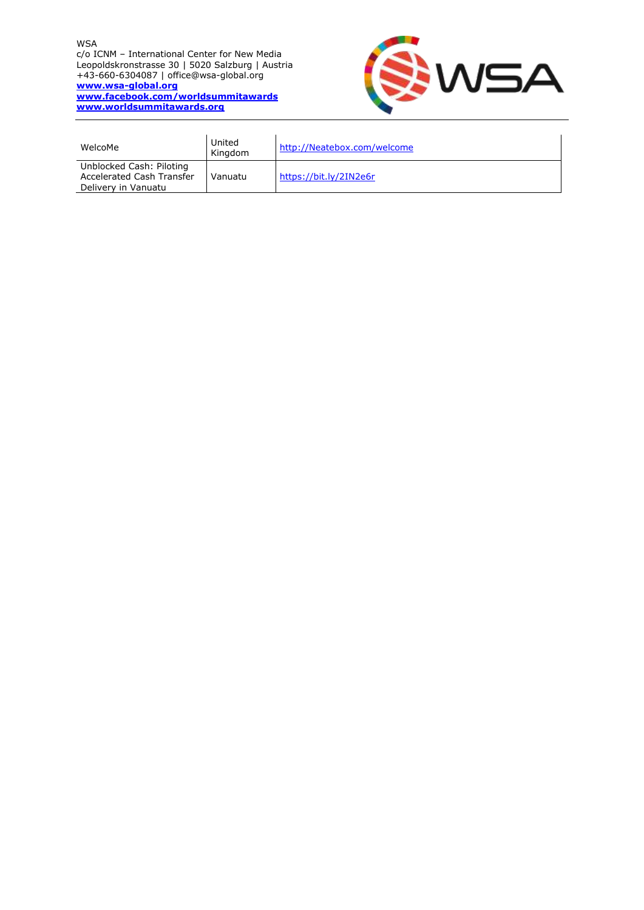| | | |
|---|---|---|
| WelcoMe | United Kingdom | http://Neatebox.com/welcome |
| Unblocked Cash: Piloting Accelerated Cash Transfer Delivery in Vanuatu | Vanuatu | https://bit.ly/2IN2e6r |